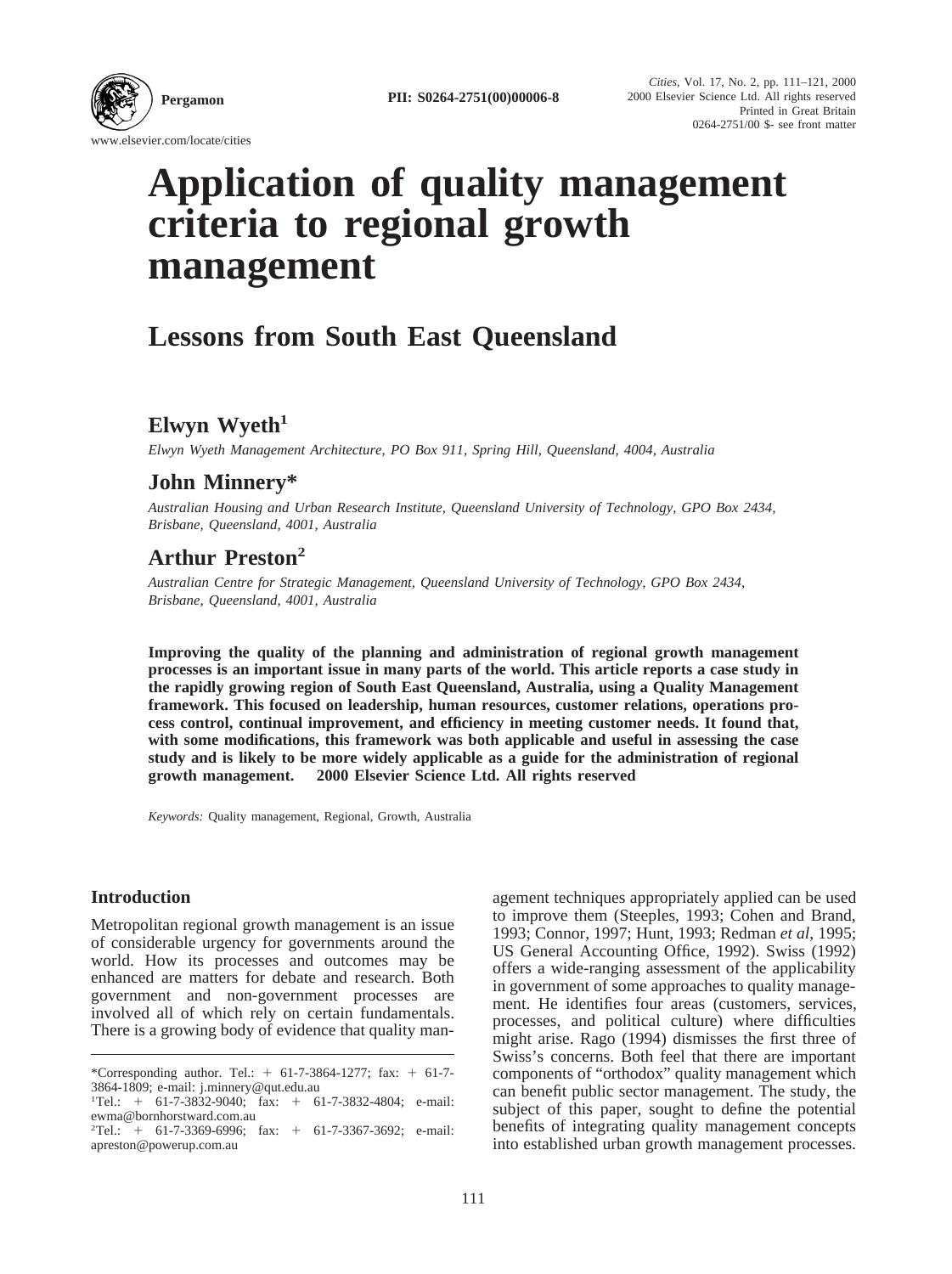# Application of quality management criteria to regional growth management

## Lessons from South East Queensland

### Elwyn Wyeth[1]

*Elwyn Wyeth Management Architecture, PO Box 911, Spring Hill, Queensland, 4004, Australia*

### John Minnery*

*Australian Housing and Urban Research Institute, Queensland University of Technology, GPO Box 2434, Brisbane, Queensland, 4001, Australia*

### Arthur Preston[2]

*Australian Centre for Strategic Management, Queensland University of Technology, GPO Box 2434, Brisbane, Queensland, 4001, Australia*

**Improving the quality of the planning and administration of regional growth management processes is an important issue in many parts of the world. This article reports a case study in the rapidly growing region of South East Queensland, Australia, using a Quality Management framework. This focused on leadership, human resources, customer relations, operations process control, continual improvement, and efficiency in meeting customer needs. It found that, with some modifications, this framework was both applicable and useful in assessing the case study and is likely to be more widely applicable as a guide for the administration of regional growth management. 2000 Elsevier Science Ltd. All rights reserved**

*Keywords:* Quality management, Regional, Growth, Australia

## Introduction

Metropolitan regional growth management is an issue of considerable urgency for governments around the world. How its processes and outcomes may be enhanced are matters for debate and research. Both government and non-government processes are involved all of which rely on certain fundamentals. There is a growing body of evidence that quality management techniques appropriately applied can be used to improve them (Steeples, 1993; Cohen and Brand, 1993; Connor, 1997; Hunt, 1993; Redman *et al*, 1995; US General Accounting Office, 1992). Swiss (1992) offers a wide-ranging assessment of the applicability in government of some approaches to quality management. He identifies four areas (customers, services, processes, and political culture) where difficulties might arise. Rago (1994) dismisses the first three of Swiss's concerns. Both feel that there are important components of "orthodox" quality management which can benefit public sector management. The study, the subject of this paper, sought to define the potential benefits of integrating quality management concepts into established urban growth management processes.

---

*Corresponding author. Tel.: + 61-7-3864-1277; fax: + 61-7-3864-1809; e-mail: j.minnery@qut.edu.au

[1]Tel.: + 61-7-3832-9040; fax: + 61-7-3832-4804; e-mail: ewma@bornhorstward.com.au

[2]Tel.: + 61-7-3369-6996; fax: + 61-7-3367-3692; e-mail: apreston@powerup.com.au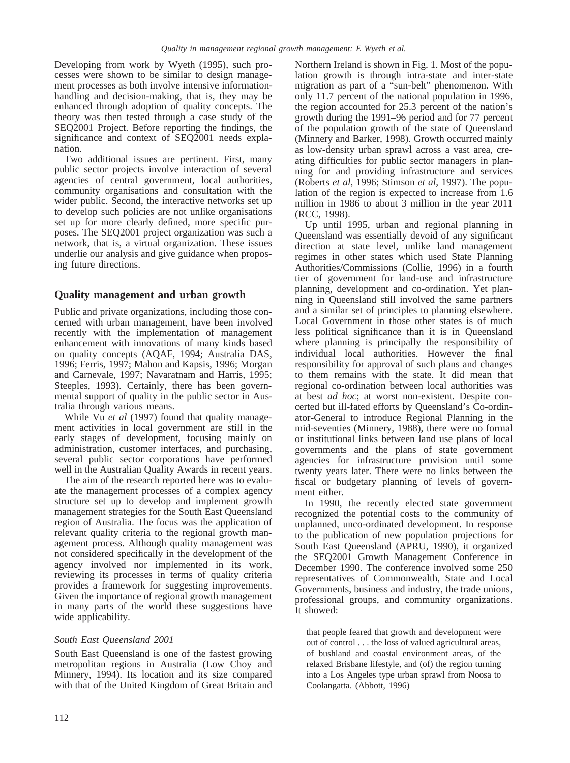Developing from work by Wyeth (1995), such processes were shown to be similar to design management processes as both involve intensive information-handling and decision-making, that is, they may be enhanced through adoption of quality concepts. The theory was then tested through a case study of the SEQ2001 Project. Before reporting the findings, the significance and context of SEQ2001 needs explanation.

Two additional issues are pertinent. First, many public sector projects involve interaction of several agencies of central government, local authorities, community organisations and consultation with the wider public. Second, the interactive networks set up to develop such policies are not unlike organisations set up for more clearly defined, more specific purposes. The SEQ2001 project organization was such a network, that is, a virtual organization. These issues underlie our analysis and give guidance when proposing future directions.

## Quality management and urban growth

Public and private organizations, including those concerned with urban management, have been involved recently with the implementation of management enhancement with innovations of many kinds based on quality concepts (AQAF, 1994; Australia DAS, 1996; Ferris, 1997; Mahon and Kapsis, 1996; Morgan and Carnevale, 1997; Navaratnam and Harris, 1995; Steeples, 1993). Certainly, there has been governmental support of quality in the public sector in Australia through various means.

While Vu *et al* (1997) found that quality management activities in local government are still in the early stages of development, focusing mainly on administration, customer interfaces, and purchasing, several public sector corporations have performed well in the Australian Quality Awards in recent years.

The aim of the research reported here was to evaluate the management processes of a complex agency structure set up to develop and implement growth management strategies for the South East Queensland region of Australia. The focus was the application of relevant quality criteria to the regional growth management process. Although quality management was not considered specifically in the development of the agency involved nor implemented in its work, reviewing its processes in terms of quality criteria provides a framework for suggesting improvements. Given the importance of regional growth management in many parts of the world these suggestions have wide applicability.

### *South East Queensland 2001*

South East Queensland is one of the fastest growing metropolitan regions in Australia (Low Choy and Minnery, 1994). Its location and its size compared with that of the United Kingdom of Great Britain and Northern Ireland is shown in Fig. 1. Most of the population growth is through intra-state and inter-state migration as part of a "sun-belt" phenomenon. With only 11.7 percent of the national population in 1996, the region accounted for 25.3 percent of the nation's growth during the 1991–96 period and for 77 percent of the population growth of the state of Queensland (Minnery and Barker, 1998). Growth occurred mainly as low-density urban sprawl across a vast area, creating difficulties for public sector managers in planning for and providing infrastructure and services (Roberts *et al*, 1996; Stimson *et al*, 1997). The population of the region is expected to increase from 1.6 million in 1986 to about 3 million in the year 2011 (RCC, 1998).

Up until 1995, urban and regional planning in Queensland was essentially devoid of any significant direction at state level, unlike land management regimes in other states which used State Planning Authorities/Commissions (Collie, 1996) in a fourth tier of government for land-use and infrastructure planning, development and co-ordination. Yet planning in Queensland still involved the same partners and a similar set of principles to planning elsewhere. Local Government in those other states is of much less political significance than it is in Queensland where planning is principally the responsibility of individual local authorities. However the final responsibility for approval of such plans and changes to them remains with the state. It did mean that regional co-ordination between local authorities was at best *ad hoc*; at worst non-existent. Despite concerted but ill-fated efforts by Queensland's Co-ordinator-General to introduce Regional Planning in the mid-seventies (Minnery, 1988), there were no formal or institutional links between land use plans of local governments and the plans of state government agencies for infrastructure provision until some twenty years later. There were no links between the fiscal or budgetary planning of levels of government either.

In 1990, the recently elected state government recognized the potential costs to the community of unplanned, unco-ordinated development. In response to the publication of new population projections for South East Queensland (APRU, 1990), it organized the SEQ2001 Growth Management Conference in December 1990. The conference involved some 250 representatives of Commonwealth, State and Local Governments, business and industry, the trade unions, professional groups, and community organizations. It showed:

> that people feared that growth and development were out of control . . . the loss of valued agricultural areas, of bushland and coastal environment areas, of the relaxed Brisbane lifestyle, and (of) the region turning into a Los Angeles type urban sprawl from Noosa to Coolangatta. (Abbott, 1996)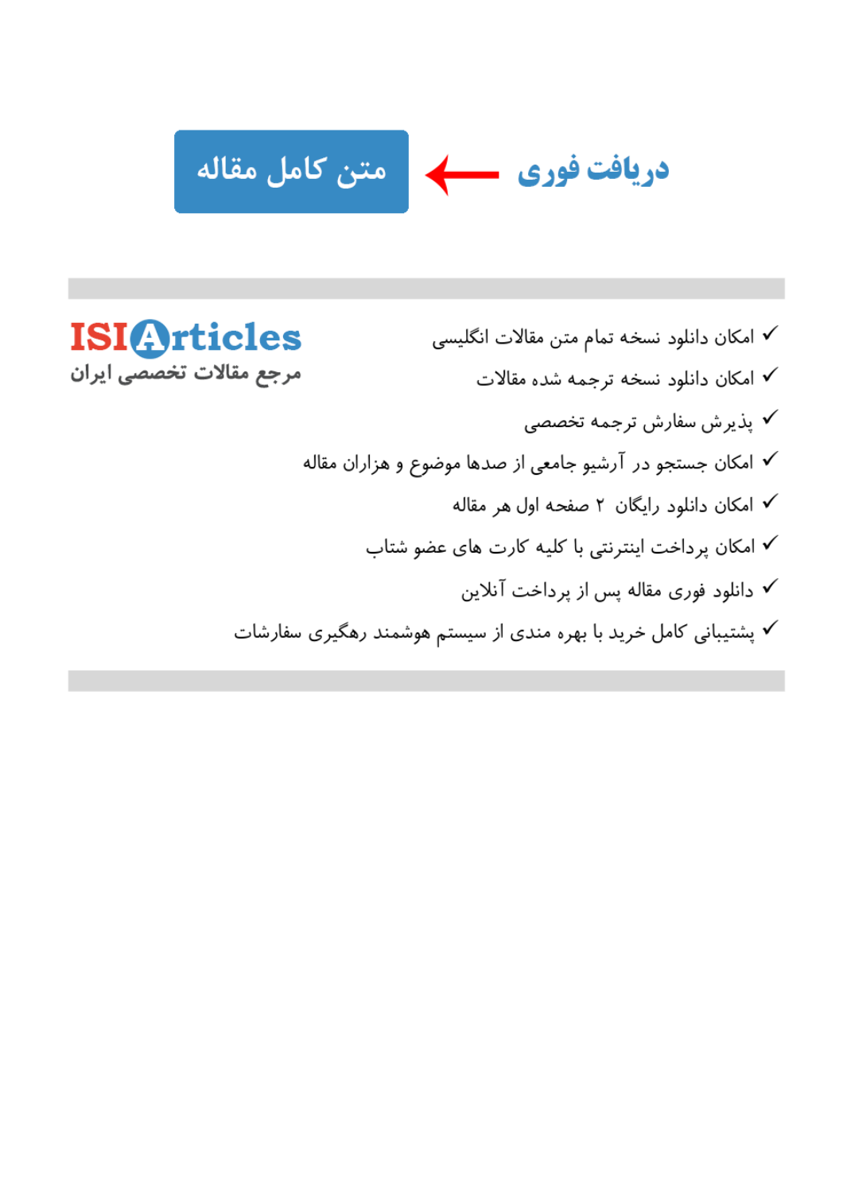دریافت فوری ← **متن کامل مقاله**

**ISIArticles**
مرجع مقالات تخصصی ایران

- ✓ امکان دانلود نسخه تمام متن مقالات انگلیسی
- ✓ امکان دانلود نسخه ترجمه شده مقالات
- ✓ پذیرش سفارش ترجمه تخصصی
- ✓ امکان جستجو در آرشیو جامعی از صدها موضوع و هزاران مقاله
- ✓ امکان دانلود رایگان ۲ صفحه اول هر مقاله
- ✓ امکان پرداخت اینترنتی با کلیه کارت های عضو شتاب
- ✓ دانلود فوری مقاله پس از پرداخت آنلاین
- ✓ پشتیبانی کامل خرید با بهره مندی از سیستم هوشمند رهگیری سفارشات